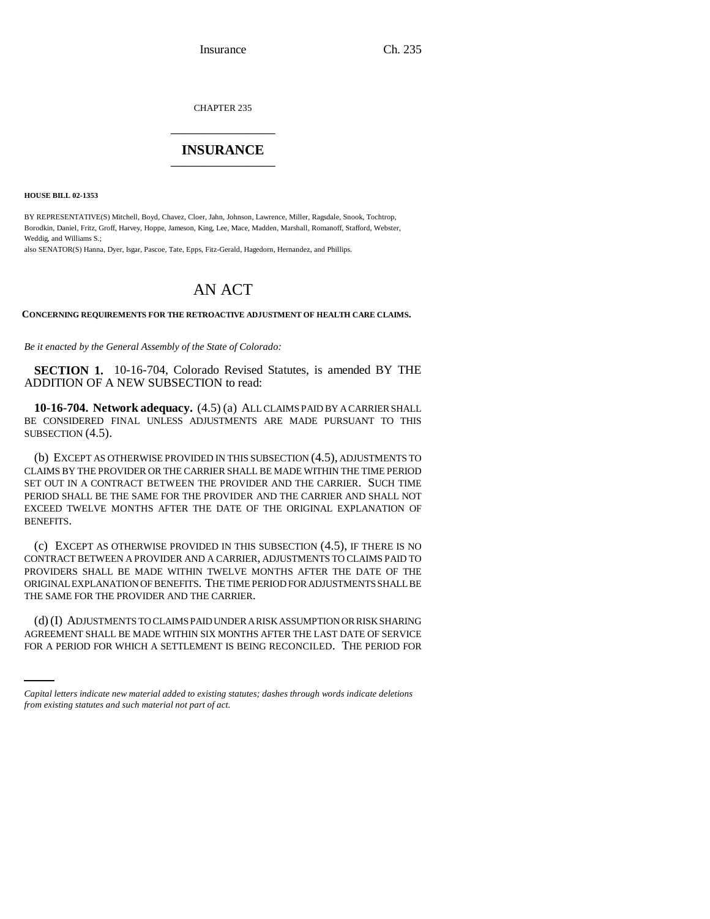CHAPTER 235

# INSURANCE

**HOUSE BILL 02-1353**

BY REPRESENTATIVE(S) Mitchell, Boyd, Chavez, Cloer, Jahn, Johnson, Lawrence, Miller, Ragsdale, Snook, Tochtrop, Borodkin, Daniel, Fritz, Groff, Harvey, Hoppe, Jameson, King, Lee, Mace, Madden, Marshall, Romanoff, Stafford, Webster, Weddig, and Williams S.;
also SENATOR(S) Hanna, Dyer, Isgar, Pascoe, Tate, Epps, Fitz-Gerald, Hagedorn, Hernandez, and Phillips.

# AN ACT

**CONCERNING REQUIREMENTS FOR THE RETROACTIVE ADJUSTMENT OF HEALTH CARE CLAIMS.**

*Be it enacted by the General Assembly of the State of Colorado:*

**SECTION 1.** 10-16-704, Colorado Revised Statutes, is amended BY THE ADDITION OF A NEW SUBSECTION to read:

**10-16-704. Network adequacy.** (4.5) (a) ALL CLAIMS PAID BY A CARRIER SHALL BE CONSIDERED FINAL UNLESS ADJUSTMENTS ARE MADE PURSUANT TO THIS SUBSECTION (4.5).

(b) EXCEPT AS OTHERWISE PROVIDED IN THIS SUBSECTION (4.5), ADJUSTMENTS TO CLAIMS BY THE PROVIDER OR THE CARRIER SHALL BE MADE WITHIN THE TIME PERIOD SET OUT IN A CONTRACT BETWEEN THE PROVIDER AND THE CARRIER. SUCH TIME PERIOD SHALL BE THE SAME FOR THE PROVIDER AND THE CARRIER AND SHALL NOT EXCEED TWELVE MONTHS AFTER THE DATE OF THE ORIGINAL EXPLANATION OF BENEFITS.

(c) EXCEPT AS OTHERWISE PROVIDED IN THIS SUBSECTION (4.5), IF THERE IS NO CONTRACT BETWEEN A PROVIDER AND A CARRIER, ADJUSTMENTS TO CLAIMS PAID TO PROVIDERS SHALL BE MADE WITHIN TWELVE MONTHS AFTER THE DATE OF THE ORIGINAL EXPLANATION OF BENEFITS. THE TIME PERIOD FOR ADJUSTMENTS SHALL BE THE SAME FOR THE PROVIDER AND THE CARRIER.

(d) (I) ADJUSTMENTS TO CLAIMS PAID UNDER A RISK ASSUMPTION OR RISK SHARING AGREEMENT SHALL BE MADE WITHIN SIX MONTHS AFTER THE LAST DATE OF SERVICE FOR A PERIOD FOR WHICH A SETTLEMENT IS BEING RECONCILED. THE PERIOD FOR

*Capital letters indicate new material added to existing statutes; dashes through words indicate deletions from existing statutes and such material not part of act.*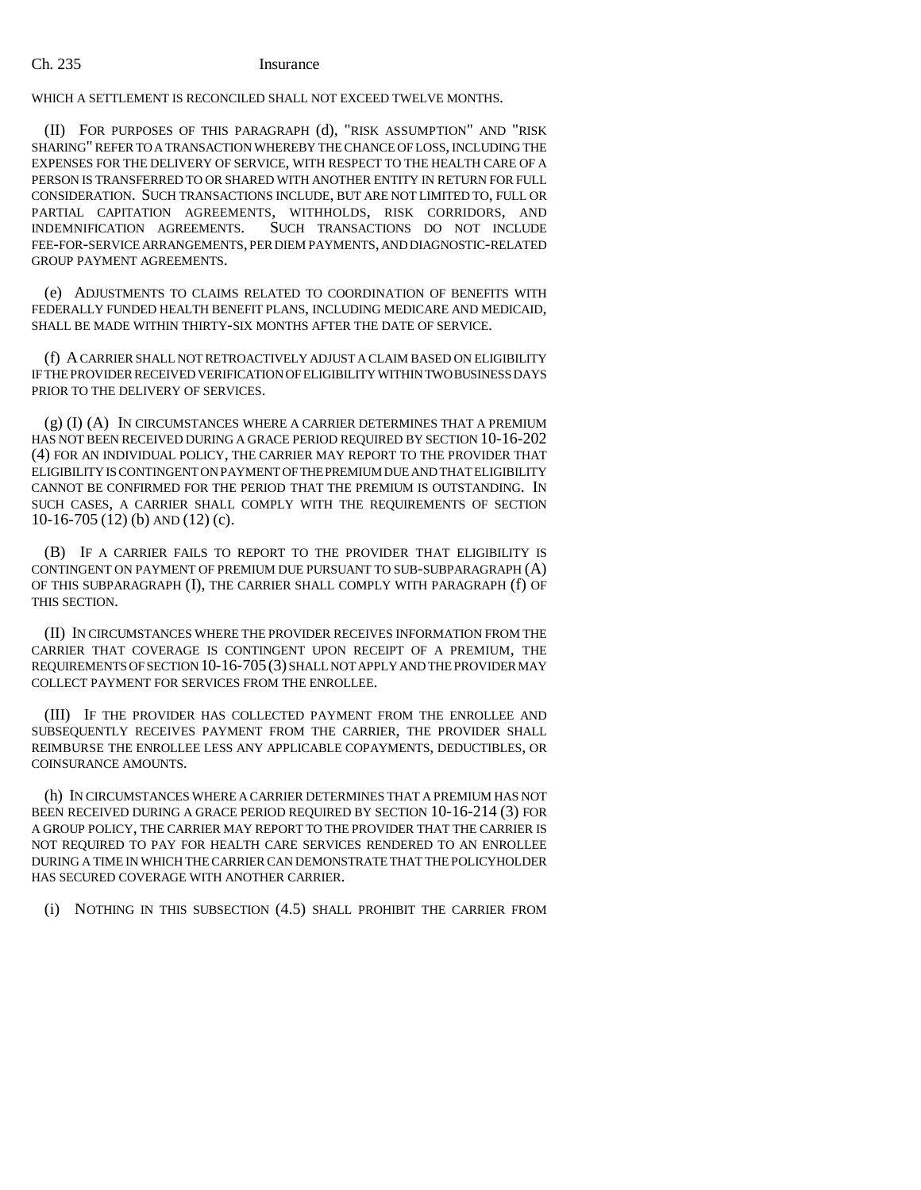WHICH A SETTLEMENT IS RECONCILED SHALL NOT EXCEED TWELVE MONTHS.

(II) FOR PURPOSES OF THIS PARAGRAPH (d), "RISK ASSUMPTION" AND "RISK SHARING" REFER TO A TRANSACTION WHEREBY THE CHANCE OF LOSS, INCLUDING THE EXPENSES FOR THE DELIVERY OF SERVICE, WITH RESPECT TO THE HEALTH CARE OF A PERSON IS TRANSFERRED TO OR SHARED WITH ANOTHER ENTITY IN RETURN FOR FULL CONSIDERATION. SUCH TRANSACTIONS INCLUDE, BUT ARE NOT LIMITED TO, FULL OR PARTIAL CAPITATION AGREEMENTS, WITHHOLDS, RISK CORRIDORS, AND INDEMNIFICATION AGREEMENTS. SUCH TRANSACTIONS DO NOT INCLUDE FEE-FOR-SERVICE ARRANGEMENTS, PER DIEM PAYMENTS, AND DIAGNOSTIC-RELATED GROUP PAYMENT AGREEMENTS.

(e) ADJUSTMENTS TO CLAIMS RELATED TO COORDINATION OF BENEFITS WITH FEDERALLY FUNDED HEALTH BENEFIT PLANS, INCLUDING MEDICARE AND MEDICAID, SHALL BE MADE WITHIN THIRTY-SIX MONTHS AFTER THE DATE OF SERVICE.

(f) A CARRIER SHALL NOT RETROACTIVELY ADJUST A CLAIM BASED ON ELIGIBILITY IF THE PROVIDER RECEIVED VERIFICATION OF ELIGIBILITY WITHIN TWO BUSINESS DAYS PRIOR TO THE DELIVERY OF SERVICES.

(g) (I) (A) IN CIRCUMSTANCES WHERE A CARRIER DETERMINES THAT A PREMIUM HAS NOT BEEN RECEIVED DURING A GRACE PERIOD REQUIRED BY SECTION 10-16-202 (4) FOR AN INDIVIDUAL POLICY, THE CARRIER MAY REPORT TO THE PROVIDER THAT ELIGIBILITY IS CONTINGENT ON PAYMENT OF THE PREMIUM DUE AND THAT ELIGIBILITY CANNOT BE CONFIRMED FOR THE PERIOD THAT THE PREMIUM IS OUTSTANDING. IN SUCH CASES, A CARRIER SHALL COMPLY WITH THE REQUIREMENTS OF SECTION 10-16-705 (12) (b) AND (12) (c).

(B) IF A CARRIER FAILS TO REPORT TO THE PROVIDER THAT ELIGIBILITY IS CONTINGENT ON PAYMENT OF PREMIUM DUE PURSUANT TO SUB-SUBPARAGRAPH (A) OF THIS SUBPARAGRAPH (I), THE CARRIER SHALL COMPLY WITH PARAGRAPH (f) OF THIS SECTION.

(II) IN CIRCUMSTANCES WHERE THE PROVIDER RECEIVES INFORMATION FROM THE CARRIER THAT COVERAGE IS CONTINGENT UPON RECEIPT OF A PREMIUM, THE REQUIREMENTS OF SECTION 10-16-705 (3) SHALL NOT APPLY AND THE PROVIDER MAY COLLECT PAYMENT FOR SERVICES FROM THE ENROLLEE.

(III) IF THE PROVIDER HAS COLLECTED PAYMENT FROM THE ENROLLEE AND SUBSEQUENTLY RECEIVES PAYMENT FROM THE CARRIER, THE PROVIDER SHALL REIMBURSE THE ENROLLEE LESS ANY APPLICABLE COPAYMENTS, DEDUCTIBLES, OR COINSURANCE AMOUNTS.

(h) IN CIRCUMSTANCES WHERE A CARRIER DETERMINES THAT A PREMIUM HAS NOT BEEN RECEIVED DURING A GRACE PERIOD REQUIRED BY SECTION 10-16-214 (3) FOR A GROUP POLICY, THE CARRIER MAY REPORT TO THE PROVIDER THAT THE CARRIER IS NOT REQUIRED TO PAY FOR HEALTH CARE SERVICES RENDERED TO AN ENROLLEE DURING A TIME IN WHICH THE CARRIER CAN DEMONSTRATE THAT THE POLICYHOLDER HAS SECURED COVERAGE WITH ANOTHER CARRIER.

(i) NOTHING IN THIS SUBSECTION (4.5) SHALL PROHIBIT THE CARRIER FROM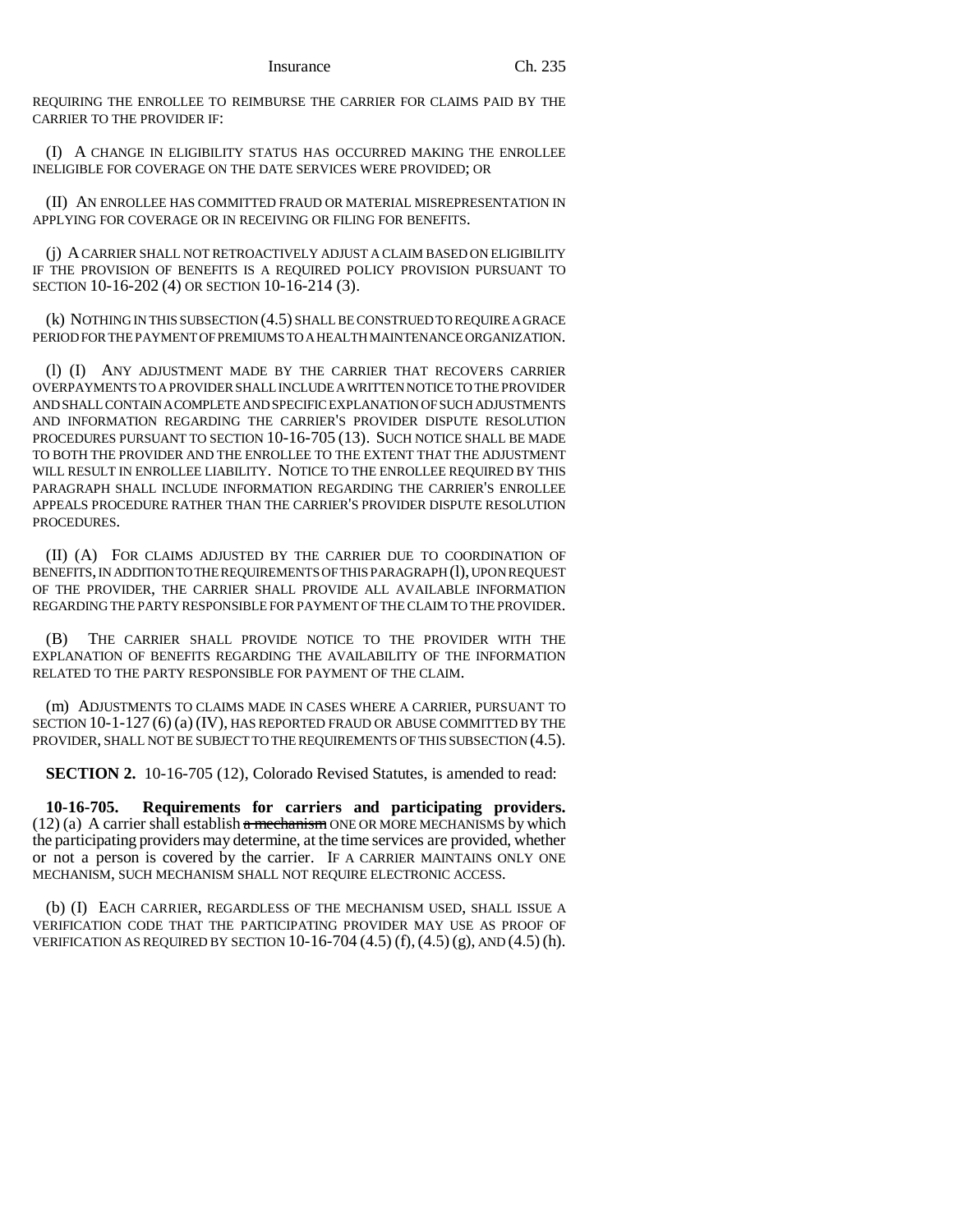REQUIRING THE ENROLLEE TO REIMBURSE THE CARRIER FOR CLAIMS PAID BY THE CARRIER TO THE PROVIDER IF:

(I) A CHANGE IN ELIGIBILITY STATUS HAS OCCURRED MAKING THE ENROLLEE INELIGIBLE FOR COVERAGE ON THE DATE SERVICES WERE PROVIDED; OR

(II) AN ENROLLEE HAS COMMITTED FRAUD OR MATERIAL MISREPRESENTATION IN APPLYING FOR COVERAGE OR IN RECEIVING OR FILING FOR BENEFITS.

(j) A CARRIER SHALL NOT RETROACTIVELY ADJUST A CLAIM BASED ON ELIGIBILITY IF THE PROVISION OF BENEFITS IS A REQUIRED POLICY PROVISION PURSUANT TO SECTION 10-16-202 (4) OR SECTION 10-16-214 (3).

(k) NOTHING IN THIS SUBSECTION (4.5) SHALL BE CONSTRUED TO REQUIRE A GRACE PERIOD FOR THE PAYMENT OF PREMIUMS TO A HEALTH MAINTENANCE ORGANIZATION.

(l) (I) ANY ADJUSTMENT MADE BY THE CARRIER THAT RECOVERS CARRIER OVERPAYMENTS TO A PROVIDER SHALL INCLUDE A WRITTEN NOTICE TO THE PROVIDER AND SHALL CONTAIN A COMPLETE AND SPECIFIC EXPLANATION OF SUCH ADJUSTMENTS AND INFORMATION REGARDING THE CARRIER'S PROVIDER DISPUTE RESOLUTION PROCEDURES PURSUANT TO SECTION 10-16-705 (13). SUCH NOTICE SHALL BE MADE TO BOTH THE PROVIDER AND THE ENROLLEE TO THE EXTENT THAT THE ADJUSTMENT WILL RESULT IN ENROLLEE LIABILITY. NOTICE TO THE ENROLLEE REQUIRED BY THIS PARAGRAPH SHALL INCLUDE INFORMATION REGARDING THE CARRIER'S ENROLLEE APPEALS PROCEDURE RATHER THAN THE CARRIER'S PROVIDER DISPUTE RESOLUTION PROCEDURES.

(II) (A) FOR CLAIMS ADJUSTED BY THE CARRIER DUE TO COORDINATION OF BENEFITS, IN ADDITION TO THE REQUIREMENTS OF THIS PARAGRAPH (l), UPON REQUEST OF THE PROVIDER, THE CARRIER SHALL PROVIDE ALL AVAILABLE INFORMATION REGARDING THE PARTY RESPONSIBLE FOR PAYMENT OF THE CLAIM TO THE PROVIDER.

(B) THE CARRIER SHALL PROVIDE NOTICE TO THE PROVIDER WITH THE EXPLANATION OF BENEFITS REGARDING THE AVAILABILITY OF THE INFORMATION RELATED TO THE PARTY RESPONSIBLE FOR PAYMENT OF THE CLAIM.

(m) ADJUSTMENTS TO CLAIMS MADE IN CASES WHERE A CARRIER, PURSUANT TO SECTION 10-1-127 (6) (a) (IV), HAS REPORTED FRAUD OR ABUSE COMMITTED BY THE PROVIDER, SHALL NOT BE SUBJECT TO THE REQUIREMENTS OF THIS SUBSECTION (4.5).

**SECTION 2.** 10-16-705 (12), Colorado Revised Statutes, is amended to read:

**10-16-705. Requirements for carriers and participating providers.** (12) (a) A carrier shall establish ~~a mechanism~~ ONE OR MORE MECHANISMS by which the participating providers may determine, at the time services are provided, whether or not a person is covered by the carrier. IF A CARRIER MAINTAINS ONLY ONE MECHANISM, SUCH MECHANISM SHALL NOT REQUIRE ELECTRONIC ACCESS.

(b) (I) EACH CARRIER, REGARDLESS OF THE MECHANISM USED, SHALL ISSUE A VERIFICATION CODE THAT THE PARTICIPATING PROVIDER MAY USE AS PROOF OF VERIFICATION AS REQUIRED BY SECTION 10-16-704 (4.5) (f), (4.5) (g), AND (4.5) (h).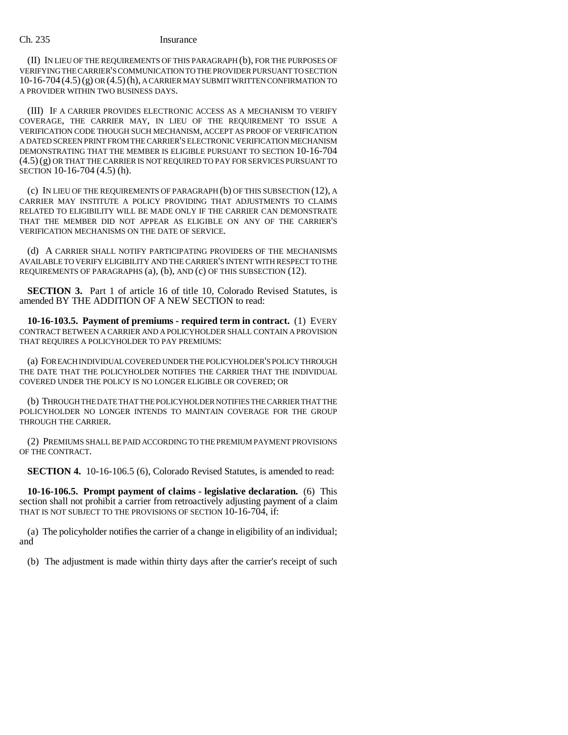(II) IN LIEU OF THE REQUIREMENTS OF THIS PARAGRAPH (b), FOR THE PURPOSES OF VERIFYING THE CARRIER'S COMMUNICATION TO THE PROVIDER PURSUANT TO SECTION 10-16-704 (4.5) (g) OR (4.5) (h), A CARRIER MAY SUBMIT WRITTEN CONFIRMATION TO A PROVIDER WITHIN TWO BUSINESS DAYS.

(III) IF A CARRIER PROVIDES ELECTRONIC ACCESS AS A MECHANISM TO VERIFY COVERAGE, THE CARRIER MAY, IN LIEU OF THE REQUIREMENT TO ISSUE A VERIFICATION CODE THOUGH SUCH MECHANISM, ACCEPT AS PROOF OF VERIFICATION A DATED SCREEN PRINT FROM THE CARRIER'S ELECTRONIC VERIFICATION MECHANISM DEMONSTRATING THAT THE MEMBER IS ELIGIBLE PURSUANT TO SECTION 10-16-704 (4.5) (g) OR THAT THE CARRIER IS NOT REQUIRED TO PAY FOR SERVICES PURSUANT TO SECTION 10-16-704 (4.5) (h).

(c) IN LIEU OF THE REQUIREMENTS OF PARAGRAPH (b) OF THIS SUBSECTION (12), A CARRIER MAY INSTITUTE A POLICY PROVIDING THAT ADJUSTMENTS TO CLAIMS RELATED TO ELIGIBILITY WILL BE MADE ONLY IF THE CARRIER CAN DEMONSTRATE THAT THE MEMBER DID NOT APPEAR AS ELIGIBLE ON ANY OF THE CARRIER'S VERIFICATION MECHANISMS ON THE DATE OF SERVICE.

(d) A CARRIER SHALL NOTIFY PARTICIPATING PROVIDERS OF THE MECHANISMS AVAILABLE TO VERIFY ELIGIBILITY AND THE CARRIER'S INTENT WITH RESPECT TO THE REQUIREMENTS OF PARAGRAPHS (a), (b), AND (c) OF THIS SUBSECTION (12).

**SECTION 3.** Part 1 of article 16 of title 10, Colorado Revised Statutes, is amended BY THE ADDITION OF A NEW SECTION to read:

**10-16-103.5. Payment of premiums - required term in contract.** (1) EVERY CONTRACT BETWEEN A CARRIER AND A POLICYHOLDER SHALL CONTAIN A PROVISION THAT REQUIRES A POLICYHOLDER TO PAY PREMIUMS:

(a) FOR EACH INDIVIDUAL COVERED UNDER THE POLICYHOLDER'S POLICY THROUGH THE DATE THAT THE POLICYHOLDER NOTIFIES THE CARRIER THAT THE INDIVIDUAL COVERED UNDER THE POLICY IS NO LONGER ELIGIBLE OR COVERED; OR

(b) THROUGH THE DATE THAT THE POLICYHOLDER NOTIFIES THE CARRIER THAT THE POLICYHOLDER NO LONGER INTENDS TO MAINTAIN COVERAGE FOR THE GROUP THROUGH THE CARRIER.

(2) PREMIUMS SHALL BE PAID ACCORDING TO THE PREMIUM PAYMENT PROVISIONS OF THE CONTRACT.

**SECTION 4.** 10-16-106.5 (6), Colorado Revised Statutes, is amended to read:

**10-16-106.5. Prompt payment of claims - legislative declaration.** (6) This section shall not prohibit a carrier from retroactively adjusting payment of a claim THAT IS NOT SUBJECT TO THE PROVISIONS OF SECTION 10-16-704, if:

(a) The policyholder notifies the carrier of a change in eligibility of an individual; and

(b) The adjustment is made within thirty days after the carrier's receipt of such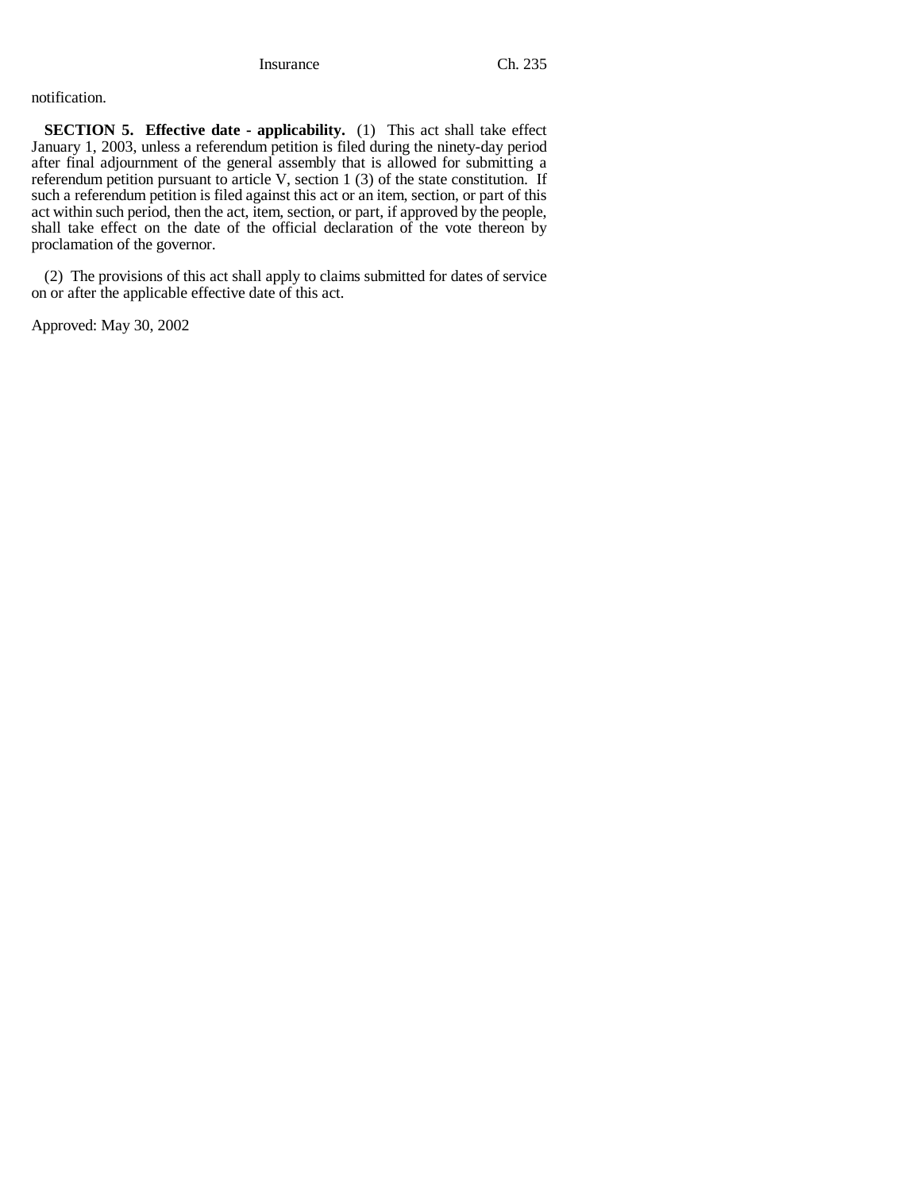notification.

**SECTION 5. Effective date - applicability.** (1) This act shall take effect January 1, 2003, unless a referendum petition is filed during the ninety-day period after final adjournment of the general assembly that is allowed for submitting a referendum petition pursuant to article V, section 1 (3) of the state constitution. If such a referendum petition is filed against this act or an item, section, or part of this act within such period, then the act, item, section, or part, if approved by the people, shall take effect on the date of the official declaration of the vote thereon by proclamation of the governor.

(2) The provisions of this act shall apply to claims submitted for dates of service on or after the applicable effective date of this act.

Approved: May 30, 2002